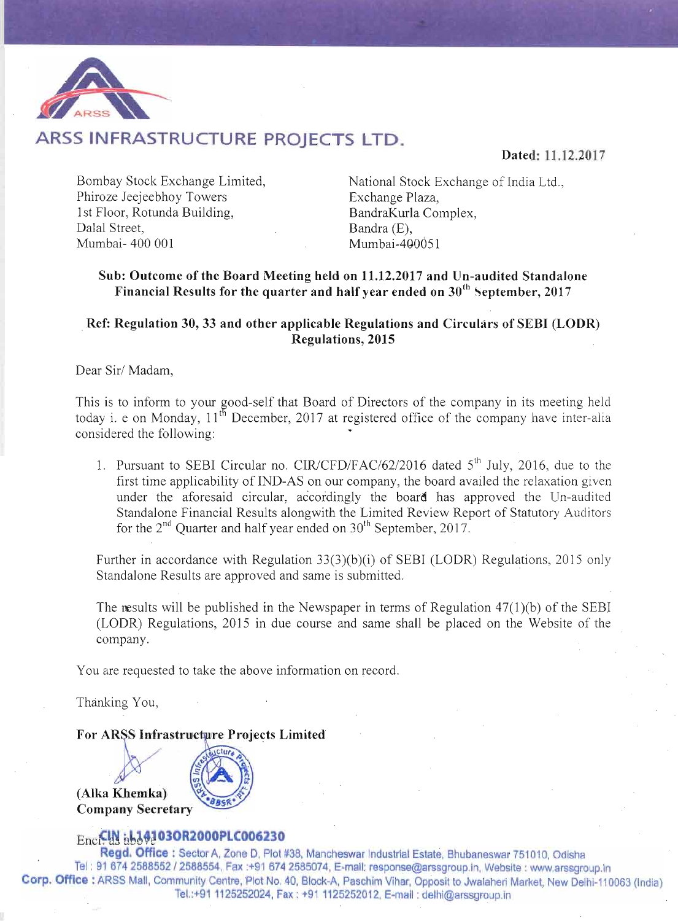# ARSS INFRASTRUCTURE PROJECTS LTD.

**Dated: 11.12.2017**

Bombay Stock Exchange Limited,
Phiroze Jeejeebhoy Towers
1st Floor, Rotunda Building,
Dalal Street,
Mumbai- 400 001

National Stock Exchange of India Ltd.,
Exchange Plaza,
BandraKurla Complex,
Bandra (E),
Mumbai-400051

**Sub: Outcome of the Board Meeting held on 11.12.2017 and Un-audited Standalone Financial Results for the quarter and half year ended on 30th September, 2017**

**Ref: Regulation 30, 33 and other applicable Regulations and Circulars of SEBI (LODR) Regulations, 2015**

Dear Sir/ Madam,

This is to inform to your good-self that Board of Directors of the company in its meeting held today i. e on Monday, 11th December, 2017 at registered office of the company have inter-alia considered the following:

1. Pursuant to SEBI Circular no. CIR/CFD/FAC/62/2016 dated 5th July, 2016, due to the first time applicability of IND-AS on our company, the board availed the relaxation given under the aforesaid circular, accordingly the board has approved the Un-audited Standalone Financial Results alongwith the Limited Review Report of Statutory Auditors for the 2nd Quarter and half year ended on 30th September, 2017.

   Further in accordance with Regulation 33(3)(b)(i) of SEBI (LODR) Regulations, 2015 only Standalone Results are approved and same is submitted.

   The results will be published in the Newspaper in terms of Regulation 47(1)(b) of the SEBI (LODR) Regulations, 2015 in due course and same shall be placed on the Website of the company.

You are requested to take the above information on record.

Thanking You,

**For ARSS Infrastructure Projects Limited**

**(Alka Khemka)**
**Company Secretary**

Encl: as above

**CIN : L14103OR2000PLC006230**

**Regd. Office :** Sector A, Zone D, Plot #38, Mancheswar Industrial Estate, Bhubaneswar 751010, Odisha
Tel : 91 674 2588552 / 2588554, Fax :+91 674 2585074, E-mail: response@arssgroup.in, Website : www.arssgroup.in

**Corp. Office :** ARSS Mall, Community Centre, Plot No. 40, Block-A, Paschim Vihar, Opposit to Jwalaheri Market, New Delhi-110063 (India)
Tel.:+91 1125252024, Fax : +91 1125252012, E-mail : delhi@arssgroup.in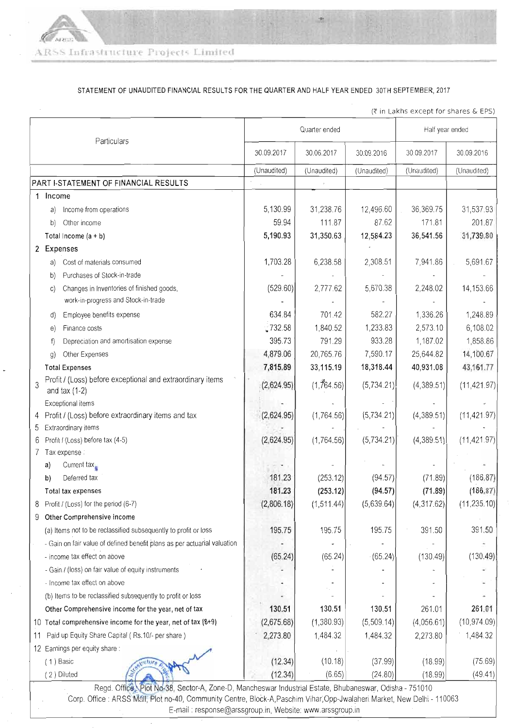ARSS Infrastructure Projects Limited

STATEMENT OF UNAUDITED FINANCIAL RESULTS FOR THE QUARTER AND HALF YEAR ENDED 30TH SEPTEMBER, 2017

(₹ in Lakhs except for shares & EPS)

| Particulars | Quarter ended | | | Half year ended | |
|---|---|---|---|---|---|
| | 30.09.2017 | 30.06.2017 | 30.09.2016 | 30.09.2017 | 30.09.2016 |
| | (Unaudited) | (Unaudited) | (Unaudited) | (Unaudited) | (Unaudited) |
| **PART I-STATEMENT OF FINANCIAL RESULTS** | | | | | |
| 1 Income | | | | | |
| a) Income from operations | 5,130.99 | 31,238.76 | 12,496.60 | 36,369.75 | 31,537.93 |
| b) Other income | 59.94 | 111.87 | 87.62 | 171.81 | 201.87 |
| Total Income (a + b) | **5,190.93** | **31,350.63** | **12,584.23** | **36,541.56** | **31,739.80** |
| 2 Expenses | | | | | |
| a) Cost of materials consumed | 1,703.28 | 6,238.58 | 2,308.51 | 7,941.86 | 5,691.67 |
| b) Purchases of Stock-in-trade | - | - | - | - | - |
| c) Changes in Inventories of finished goods, work-in-progress and Stock-in-trade | (529.60) | 2,777.62 | 5,670.38 | 2,248.02 | 14,153.66 |
| d) Employee benefits expense | 634.84 | 701.42 | 582.27 | 1,336.26 | 1,248.89 |
| e) Finance costs | 732.58 | 1,840.52 | 1,233.83 | 2,573.10 | 6,108.02 |
| f) Depreciation and amortisation expense | 395.73 | 791.29 | 933.28 | 1,187.02 | 1,858.86 |
| g) Other Expenses | 4,879.06 | 20,765.76 | 7,590.17 | 25,644.82 | 14,100.67 |
| **Total Expenses** | **7,815.89** | **33,115.19** | **18,318.44** | **40,931.08** | **43,161.77** |
| 3 Profit / (Loss) before exceptional and extraordinary items and tax (1-2) | (2,624.95) | (1,764.56) | (5,734.21) | (4,389.51) | (11,421.97) |
| Exceptional items | - | - | - | - | - |
| 4 Profit / (Loss) before extraordinary items and tax | (2,624.95) | (1,764.56) | (5,734.21) | (4,389.51) | (11,421.97) |
| 5 Extraordinary items | - | - | - | - | - |
| 6 Profit / (Loss) before tax (4-5) | (2,624.95) | (1,764.56) | (5,734.21) | (4,389.51) | (11,421.97) |
| 7 Tax expense : | | | | | |
| a) Current tax | - | - | - | - | - |
| b) Deferred tax | 181.23 | (253.12) | (94.57) | (71.89) | (186.87) |
| Total tax expenses | **181.23** | **(253.12)** | **(94.57)** | **(71.89)** | **(186.87)** |
| 8 Profit / (Loss) for the period (6-7) | (2,806.18) | (1,511.44) | (5,639.64) | (4,317.62) | (11,235.10) |
| 9 Other Comprehensive income | | | | | |
| (a) Items not to be reclassified subsequently to profit or loss | 195.75 | 195.75 | 195.75 | 391.50 | 391.50 |
| - Gain on fair value of defined benefit plans as per actuarial valuation | - | - | - | - | - |
| - Income tax effect on above | (65.24) | (65.24) | (65.24) | (130.49) | (130.49) |
| - Gain / (loss) on fair value of equity instruments | - | - | - | - | - |
| - Income tax effect on above | - | - | - | - | - |
| (b) Items to be reclassified subsequently to profit or loss | - | - | - | - | - |
| Other Comprehensive income for the year, net of tax | **130.51** | **130.51** | **130.51** | **261.01** | **261.01** |
| 10 Total comprehensive income for the year, net of tax (8+9) | (2,675.68) | (1,380.93) | (5,509.14) | (4,056.61) | (10,974.09) |
| 11 Paid up Equity Share Capital ( Rs.10/- per share ) | 2,273.80 | 1,484.32 | 1,484.32 | 2,273.80 | 1,484.32 |
| 12 Earnings per equity share : | | | | | |
| ( 1 ) Basic | (12.34) | (10.18) | (37.99) | (18.99) | (75.69) |
| ( 2 ) Diluted | (12.34) | (6.65) | (24.80) | (18.99) | (49.41) |

Regd. Office : Plot No-38, Sector-A, Zone-D, Mancheswar Industrial Estate, Bhubaneswar, Odisha - 751010
Corp. Office : ARSS Mall, Plot no-40, Community Centre, Block-A,Paschim Vihar,Opp-Jwalaheri Market, New Delhi - 110063
E-mail : response@arssgroup.in, Website: www.arssgroup.in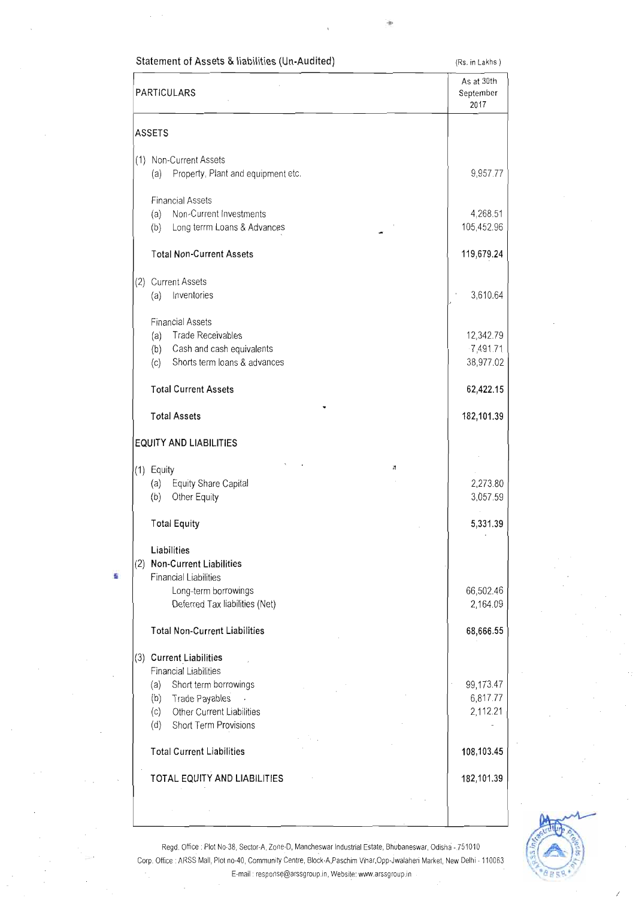## Statement of Assets & liabilities (Un-Audited)

(Rs. in Lakhs )

| PARTICULARS | As at 30th September 2017 |
|---|---|
| **ASSETS** | |
| (1) Non-Current Assets | |
| (a) Property, Plant and equipment etc. | 9,957.77 |
| Financial Assets | |
| (a) Non-Current Investments | 4,268.51 |
| (b) Long terrm Loans & Advances | 105,452.96 |
| **Total Non-Current Assets** | **119,679.24** |
| (2) Current Assets | |
| (a) Inventories | 3,610.64 |
| Financial Assets | |
| (a) Trade Receivables | 12,342.79 |
| (b) Cash and cash equivalents | 7,491.71 |
| (c) Shorts term loans & advances | 38,977.02 |
| **Total Current Assets** | **62,422.15** |
| **Total Assets** | **182,101.39** |
| **EQUITY AND LIABILITIES** | |
| (1) Equity | |
| (a) Equity Share Capital | 2,273.80 |
| (b) Other Equity | 3,057.59 |
| **Total Equity** | **5,331.39** |
| **Liabilities** | |
| (2) **Non-Current Liabilities** | |
| Financial Liabilities | |
| Long-term borrowings | 66,502.46 |
| Deferred Tax liabilities (Net) | 2,164.09 |
| **Total Non-Current Liabilities** | **68,666.55** |
| (3) **Current Liabilities** | |
| Financial Liabilities | |
| (a) Short term borrowings | 99,173.47 |
| (b) Trade Payables | 6,817.77 |
| (c) Other Current Liabilities | 2,112.21 |
| (d) Short Term Provisions | - |
| **Total Current Liabilities** | **108,103.45** |
| **TOTAL EQUITY AND LIABILITIES** | **182,101.39** |

Regd. Office : Plot No-38, Sector-A, Zone-D, Mancheswar Industrial Estate, Bhubaneswar, Odisha - 751010
Corp. Office : ARSS Mall, Plot no-40, Community Centre, Block-A,Paschim Vihar,Opp-Jwalaheri Market, New Delhi - 110063
E-mail : response@arssgroup.in, Website: www.arssgroup.in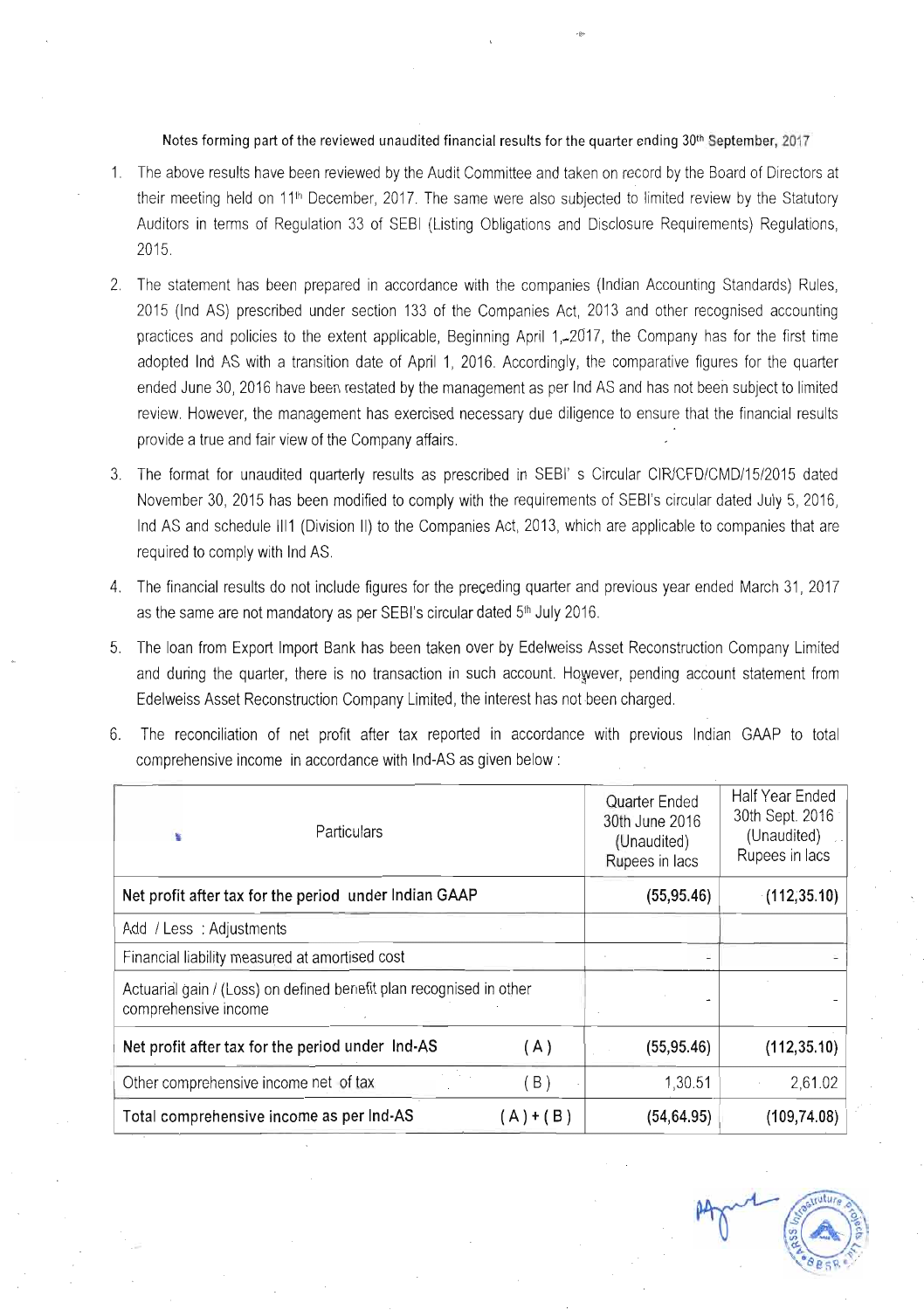Notes forming part of the reviewed unaudited financial results for the quarter ending 30th September, 2017

1. The above results have been reviewed by the Audit Committee and taken on record by the Board of Directors at their meeting held on 11th December, 2017. The same were also subjected to limited review by the Statutory Auditors in terms of Regulation 33 of SEBI (Listing Obligations and Disclosure Requirements) Regulations, 2015.

2. The statement has been prepared in accordance with the companies (Indian Accounting Standards) Rules, 2015 (Ind AS) prescribed under section 133 of the Companies Act, 2013 and other recognised accounting practices and policies to the extent applicable, Beginning April 1, 2017, the Company has for the first time adopted Ind AS with a transition date of April 1, 2016. Accordingly, the comparative figures for the quarter ended June 30, 2016 have been restated by the management as per Ind AS and has not been subject to limited review. However, the management has exercised necessary due diligence to ensure that the financial results provide a true and fair view of the Company affairs.

3. The format for unaudited quarterly results as prescribed in SEBI' s Circular CIR/CFD/CMD/15/2015 dated November 30, 2015 has been modified to comply with the requirements of SEBI's circular dated July 5, 2016, Ind AS and schedule III1 (Division II) to the Companies Act, 2013, which are applicable to companies that are required to comply with Ind AS.

4. The financial results do not include figures for the preceding quarter and previous year ended March 31, 2017 as the same are not mandatory as per SEBI's circular dated 5th July 2016.

5. The loan from Export Import Bank has been taken over by Edelweiss Asset Reconstruction Company Limited and during the quarter, there is no transaction in such account. However, pending account statement from Edelweiss Asset Reconstruction Company Limited, the interest has not been charged.

6. The reconciliation of net profit after tax reported in accordance with previous Indian GAAP to total comprehensive income in accordance with Ind-AS as given below :

| Particulars | | Quarter Ended 30th June 2016 (Unaudited) Rupees in lacs | Half Year Ended 30th Sept. 2016 (Unaudited) Rupees in lacs |
|---|---|---|---|
| **Net profit after tax for the period under Indian GAAP** | | **(55,95.46)** | **(112,35.10)** |
| Add / Less : Adjustments | | | |
| Financial liability measured at amortised cost | | - | - |
| Actuarial gain / (Loss) on defined benefit plan recognised in other comprehensive income | | - | - |
| **Net profit after tax for the period under Ind-AS** | ( A ) | **(55,95.46)** | **(112,35.10)** |
| Other comprehensive income net of tax | ( B ) | 1,30.51 | 2,61.02 |
| Total comprehensive income as per Ind-AS | ( A ) + ( B ) | (54,64.95) | (109,74.08) |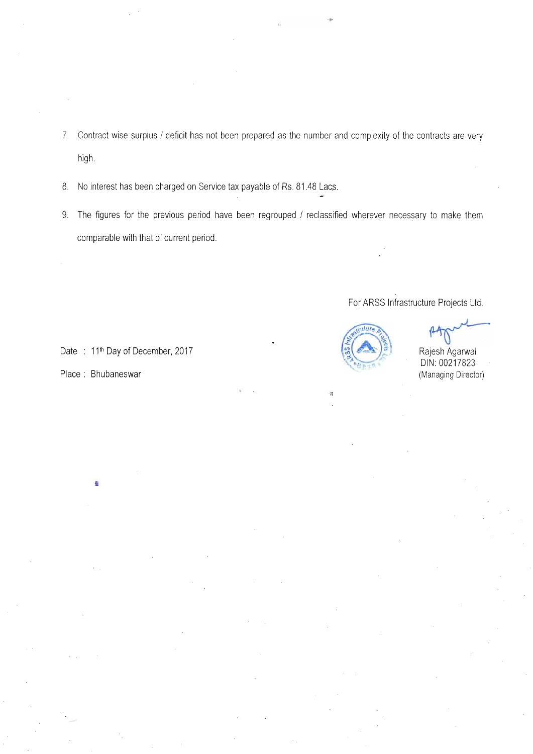7. Contract wise surplus / deficit has not been prepared as the number and complexity of the contracts are very high.

8. No interest has been charged on Service tax payable of Rs. 81.48 Lacs.

9. The figures for the previous period have been regrouped / reclassified wherever necessary to make them comparable with that of current period.

For ARSS Infrastructure Projects Ltd.

Date : 11th Day of December, 2017

Place : Bhubaneswar

Rajesh Agarwal
DIN: 00217823
(Managing Director)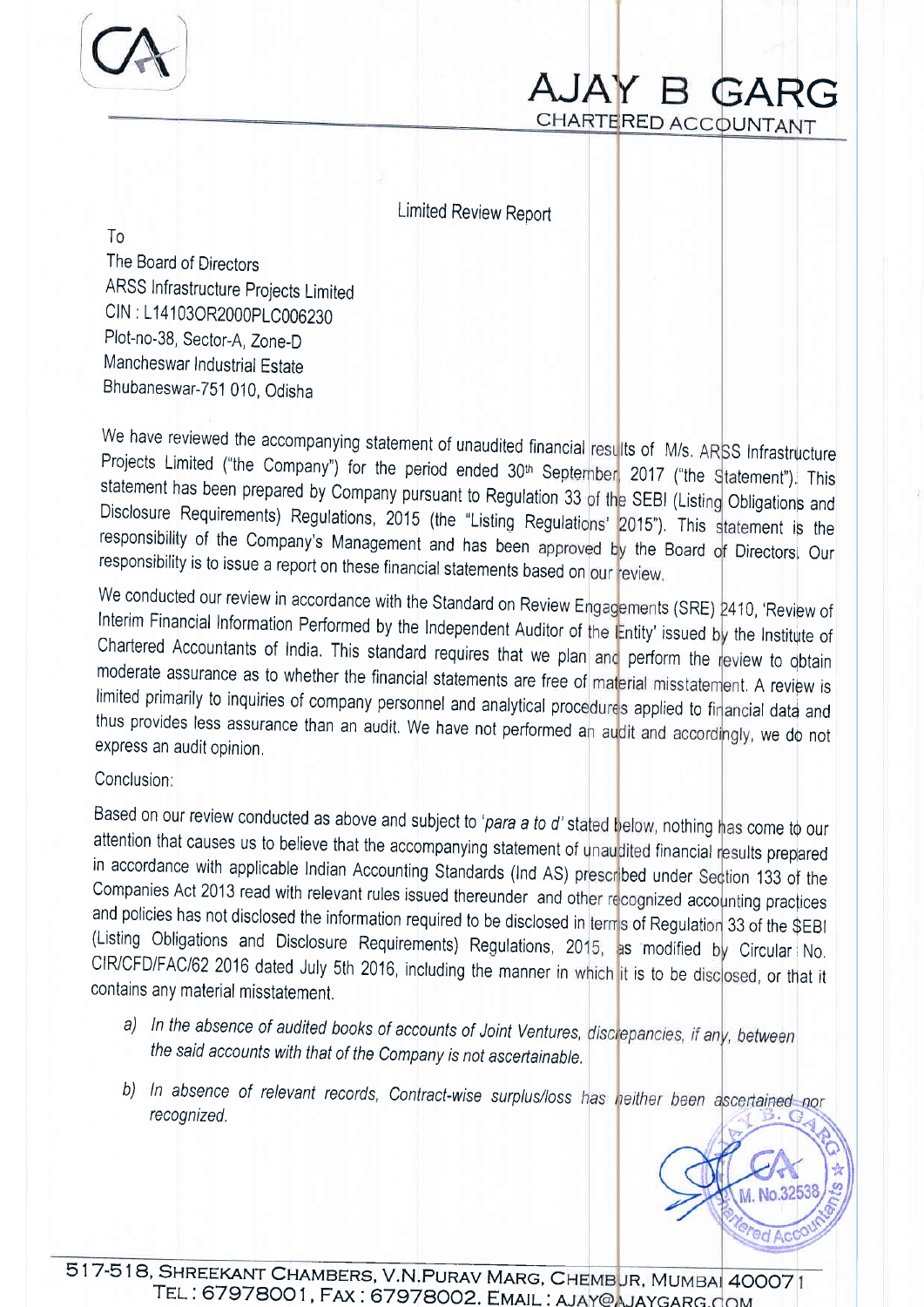# AJAY B GARG
CHARTERED ACCOUNTANT

Limited Review Report

To
The Board of Directors
ARSS Infrastructure Projects Limited
CIN : L14103OR2000PLC006230
Plot-no-38, Sector-A, Zone-D
Mancheswar Industrial Estate
Bhubaneswar-751 010, Odisha

We have reviewed the accompanying statement of unaudited financial results of M/s. ARSS Infrastructure Projects Limited ("the Company") for the period ended 30th September, 2017 ("the Statement"). This statement has been prepared by Company pursuant to Regulation 33 of the SEBI (Listing Obligations and Disclosure Requirements) Regulations, 2015 (the "Listing Regulations' 2015"). This statement is the responsibility of the Company's Management and has been approved by the Board of Directors. Our responsibility is to issue a report on these financial statements based on our review.

We conducted our review in accordance with the Standard on Review Engagements (SRE) 2410, 'Review of Interim Financial Information Performed by the Independent Auditor of the Entity' issued by the Institute of Chartered Accountants of India. This standard requires that we plan and perform the review to obtain moderate assurance as to whether the financial statements are free of material misstatement. A review is limited primarily to inquiries of company personnel and analytical procedures applied to financial data and thus provides less assurance than an audit. We have not performed an audit and accordingly, we do not express an audit opinion.

Conclusion:

Based on our review conducted as above and subject to '*para a to d*' stated below, nothing has come to our attention that causes us to believe that the accompanying statement of unaudited financial results prepared in accordance with applicable Indian Accounting Standards (Ind AS) prescribed under Section 133 of the Companies Act 2013 read with relevant rules issued thereunder and other recognized accounting practices and policies has not disclosed the information required to be disclosed in terms of Regulation 33 of the SEBI (Listing Obligations and Disclosure Requirements) Regulations, 2015, as modified by Circular No. CIR/CFD/FAC/62 2016 dated July 5th 2016, including the manner in which it is to be disclosed, or that it contains any material misstatement.

a) *In the absence of audited books of accounts of Joint Ventures, discrepancies, if any, between the said accounts with that of the Company is not ascertainable.*

b) *In absence of relevant records, Contract-wise surplus/loss has neither been ascertained nor recognized.*

517-518, SHREEKANT CHAMBERS, V.N.PURAV MARG, CHEMBUR, MUMBAI 400071
TEL : 67978001, FAX : 67978002. EMAIL : AJAY@AJAYGARG.COM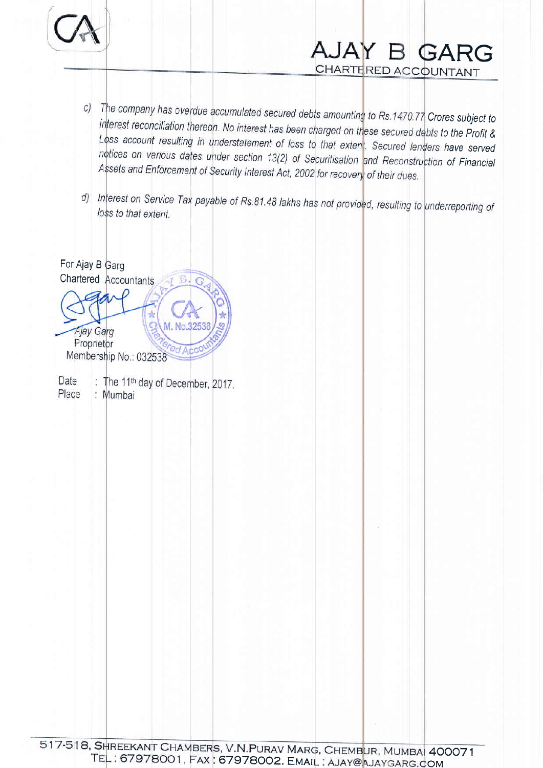c) The company has overdue accumulated secured debts amounting to Rs.1470.77 Crores subject to interest reconciliation thereon. No interest has been charged on these secured debts to the Profit & Loss account resulting in understatement of loss to that extent. Secured lenders have served notices on various dates under section 13(2) of Securitisation and Reconstruction of Financial Assets and Enforcement of Security Interest Act, 2002 for recovery of their dues.

d) Interest on Service Tax payable of Rs.81.48 lakhs has not provided, resulting to underreporting of loss to that extent.

For Ajay B Garg
Chartered Accountants

Ajay Garg
Proprietor
Membership No.: 032538

Date : The 11th day of December, 2017.
Place : Mumbai